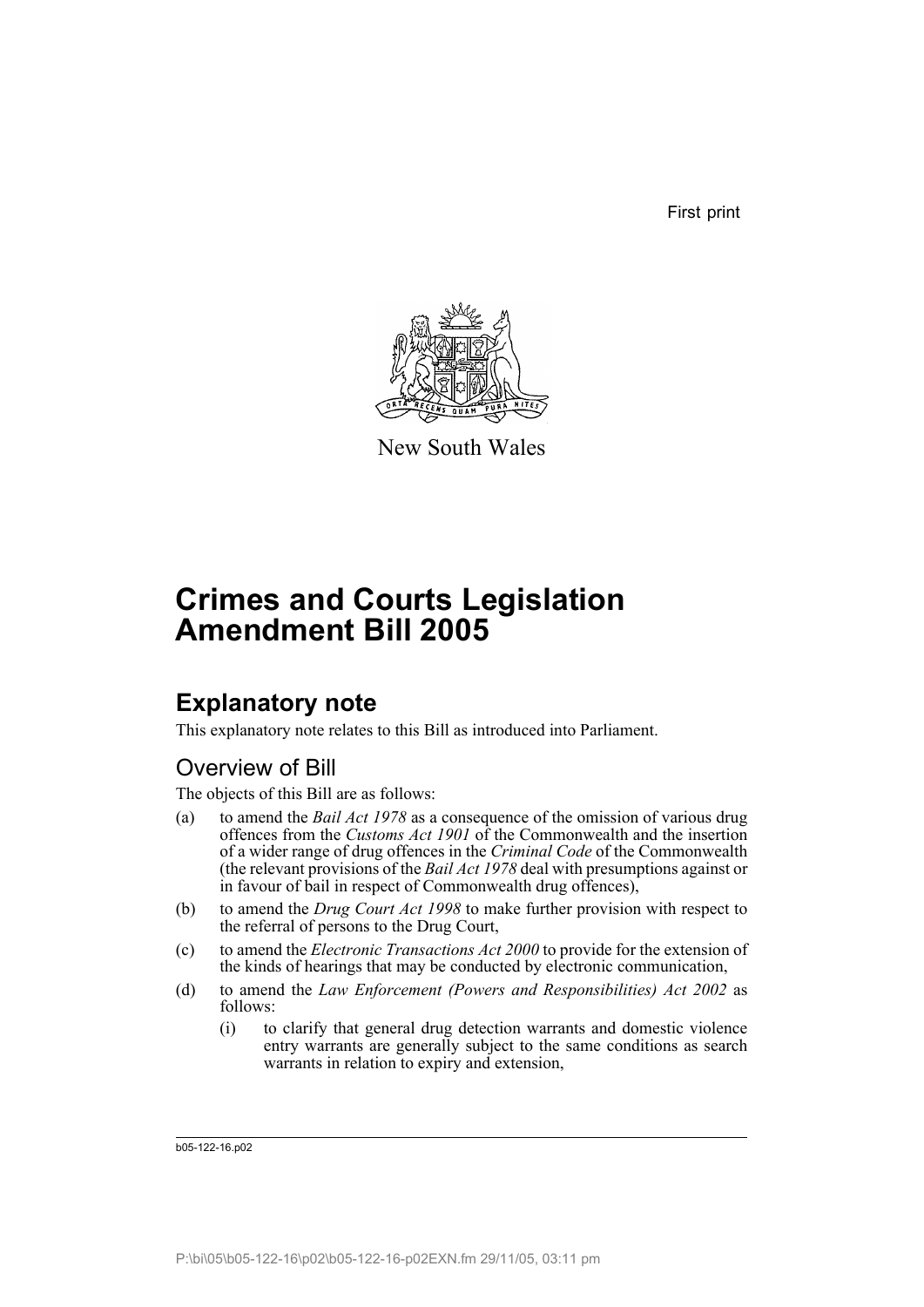First print

New South Wales

# Crimes and Courts Legislation Amendment Bill 2005

## Explanatory note

This explanatory note relates to this Bill as introduced into Parliament.

### Overview of Bill

The objects of this Bill are as follows:

(a) to amend the *Bail Act 1978* as a consequence of the omission of various drug offences from the *Customs Act 1901* of the Commonwealth and the insertion of a wider range of drug offences in the *Criminal Code* of the Commonwealth (the relevant provisions of the *Bail Act 1978* deal with presumptions against or in favour of bail in respect of Commonwealth drug offences),

(b) to amend the *Drug Court Act 1998* to make further provision with respect to the referral of persons to the Drug Court,

(c) to amend the *Electronic Transactions Act 2000* to provide for the extension of the kinds of hearings that may be conducted by electronic communication,

(d) to amend the *Law Enforcement (Powers and Responsibilities) Act 2002* as follows:

(i) to clarify that general drug detection warrants and domestic violence entry warrants are generally subject to the same conditions as search warrants in relation to expiry and extension,

b05-122-16.p02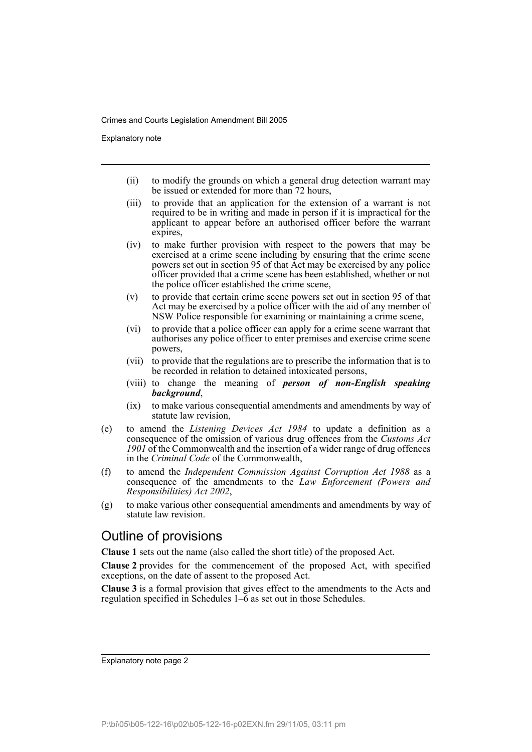- (ii) to modify the grounds on which a general drug detection warrant may be issued or extended for more than 72 hours,
- (iii) to provide that an application for the extension of a warrant is not required to be in writing and made in person if it is impractical for the applicant to appear before an authorised officer before the warrant expires,
- (iv) to make further provision with respect to the powers that may be exercised at a crime scene including by ensuring that the crime scene powers set out in section 95 of that Act may be exercised by any police officer provided that a crime scene has been established, whether or not the police officer established the crime scene,
- (v) to provide that certain crime scene powers set out in section 95 of that Act may be exercised by a police officer with the aid of any member of NSW Police responsible for examining or maintaining a crime scene,
- (vi) to provide that a police officer can apply for a crime scene warrant that authorises any police officer to enter premises and exercise crime scene powers,
- (vii) to provide that the regulations are to prescribe the information that is to be recorded in relation to detained intoxicated persons,
- (viii) to change the meaning of ***person of non-English speaking background***,
- (ix) to make various consequential amendments and amendments by way of statute law revision,

(e) to amend the *Listening Devices Act 1984* to update a definition as a consequence of the omission of various drug offences from the *Customs Act 1901* of the Commonwealth and the insertion of a wider range of drug offences in the *Criminal Code* of the Commonwealth,

(f) to amend the *Independent Commission Against Corruption Act 1988* as a consequence of the amendments to the *Law Enforcement (Powers and Responsibilities) Act 2002*,

(g) to make various other consequential amendments and amendments by way of statute law revision.

## Outline of provisions

**Clause 1** sets out the name (also called the short title) of the proposed Act.

**Clause 2** provides for the commencement of the proposed Act, with specified exceptions, on the date of assent to the proposed Act.

**Clause 3** is a formal provision that gives effect to the amendments to the Acts and regulation specified in Schedules 1–6 as set out in those Schedules.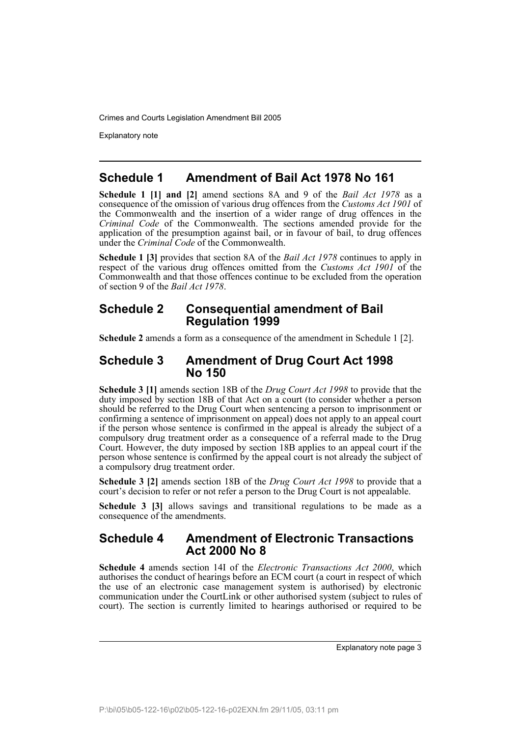## Schedule 1 Amendment of Bail Act 1978 No 161

**Schedule 1 [1] and [2]** amend sections 8A and 9 of the *Bail Act 1978* as a consequence of the omission of various drug offences from the *Customs Act 1901* of the Commonwealth and the insertion of a wider range of drug offences in the *Criminal Code* of the Commonwealth. The sections amended provide for the application of the presumption against bail, or in favour of bail, to drug offences under the *Criminal Code* of the Commonwealth.

**Schedule 1 [3]** provides that section 8A of the *Bail Act 1978* continues to apply in respect of the various drug offences omitted from the *Customs Act 1901* of the Commonwealth and that those offences continue to be excluded from the operation of section 9 of the *Bail Act 1978*.

## Schedule 2 Consequential amendment of Bail Regulation 1999

**Schedule 2** amends a form as a consequence of the amendment in Schedule 1 [2].

## Schedule 3 Amendment of Drug Court Act 1998 No 150

**Schedule 3 [1]** amends section 18B of the *Drug Court Act 1998* to provide that the duty imposed by section 18B of that Act on a court (to consider whether a person should be referred to the Drug Court when sentencing a person to imprisonment or confirming a sentence of imprisonment on appeal) does not apply to an appeal court if the person whose sentence is confirmed in the appeal is already the subject of a compulsory drug treatment order as a consequence of a referral made to the Drug Court. However, the duty imposed by section 18B applies to an appeal court if the person whose sentence is confirmed by the appeal court is not already the subject of a compulsory drug treatment order.

**Schedule 3 [2]** amends section 18B of the *Drug Court Act 1998* to provide that a court's decision to refer or not refer a person to the Drug Court is not appealable.

**Schedule 3 [3]** allows savings and transitional regulations to be made as a consequence of the amendments.

## Schedule 4 Amendment of Electronic Transactions Act 2000 No 8

**Schedule 4** amends section 14I of the *Electronic Transactions Act 2000*, which authorises the conduct of hearings before an ECM court (a court in respect of which the use of an electronic case management system is authorised) by electronic communication under the CourtLink or other authorised system (subject to rules of court). The section is currently limited to hearings authorised or required to be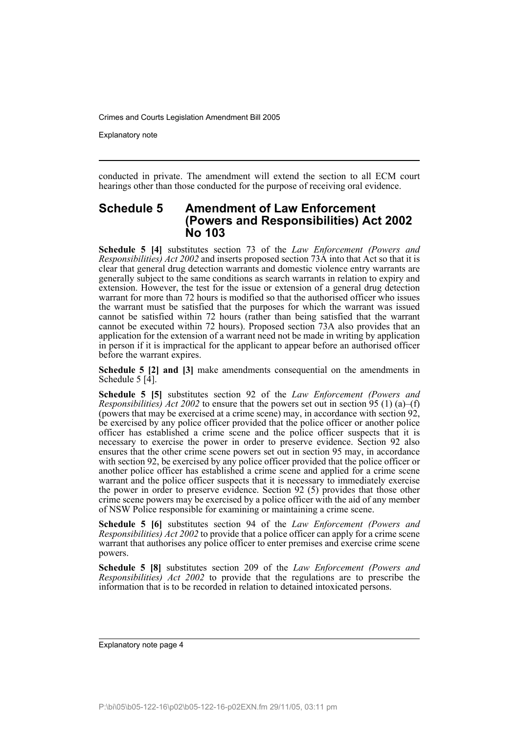conducted in private. The amendment will extend the section to all ECM court hearings other than those conducted for the purpose of receiving oral evidence.

## Schedule 5 Amendment of Law Enforcement (Powers and Responsibilities) Act 2002 No 103

**Schedule 5 [4]** substitutes section 73 of the *Law Enforcement (Powers and Responsibilities) Act 2002* and inserts proposed section 73A into that Act so that it is clear that general drug detection warrants and domestic violence entry warrants are generally subject to the same conditions as search warrants in relation to expiry and extension. However, the test for the issue or extension of a general drug detection warrant for more than 72 hours is modified so that the authorised officer who issues the warrant must be satisfied that the purposes for which the warrant was issued cannot be satisfied within 72 hours (rather than being satisfied that the warrant cannot be executed within 72 hours). Proposed section 73A also provides that an application for the extension of a warrant need not be made in writing by application in person if it is impractical for the applicant to appear before an authorised officer before the warrant expires.

**Schedule 5 [2] and [3]** make amendments consequential on the amendments in Schedule 5 [4].

**Schedule 5 [5]** substitutes section 92 of the *Law Enforcement (Powers and Responsibilities) Act 2002* to ensure that the powers set out in section 95 (1) (a)–(f) (powers that may be exercised at a crime scene) may, in accordance with section 92, be exercised by any police officer provided that the police officer or another police officer has established a crime scene and the police officer suspects that it is necessary to exercise the power in order to preserve evidence. Section 92 also ensures that the other crime scene powers set out in section 95 may, in accordance with section 92, be exercised by any police officer provided that the police officer or another police officer has established a crime scene and applied for a crime scene warrant and the police officer suspects that it is necessary to immediately exercise the power in order to preserve evidence. Section 92 (5) provides that those other crime scene powers may be exercised by a police officer with the aid of any member of NSW Police responsible for examining or maintaining a crime scene.

**Schedule 5 [6]** substitutes section 94 of the *Law Enforcement (Powers and Responsibilities) Act 2002* to provide that a police officer can apply for a crime scene warrant that authorises any police officer to enter premises and exercise crime scene powers.

**Schedule 5 [8]** substitutes section 209 of the *Law Enforcement (Powers and Responsibilities) Act 2002* to provide that the regulations are to prescribe the information that is to be recorded in relation to detained intoxicated persons.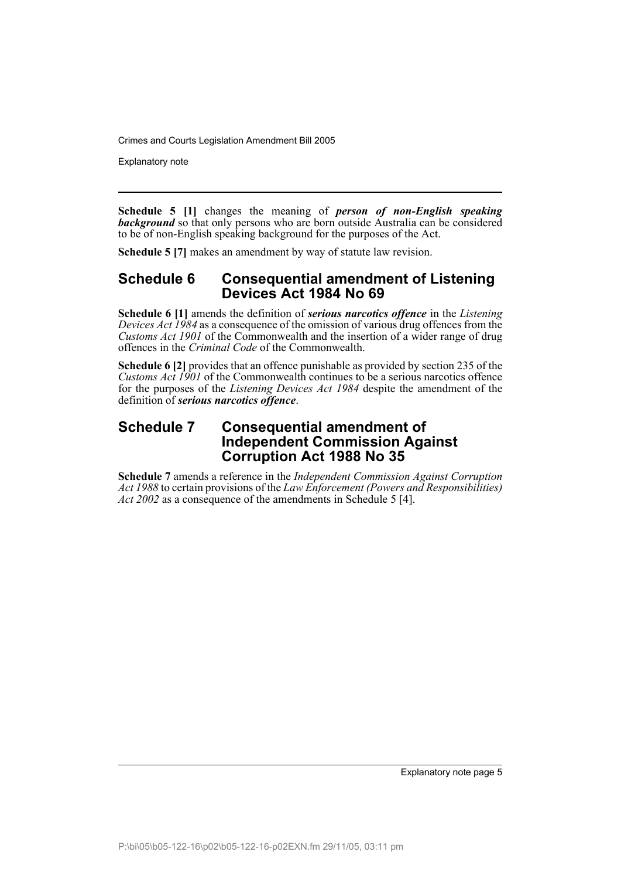**Schedule 5 [1]** changes the meaning of ***person of non-English speaking background*** so that only persons who are born outside Australia can be considered to be of non-English speaking background for the purposes of the Act.

**Schedule 5 [7]** makes an amendment by way of statute law revision.

## Schedule 6 Consequential amendment of Listening Devices Act 1984 No 69

**Schedule 6 [1]** amends the definition of ***serious narcotics offence*** in the *Listening Devices Act 1984* as a consequence of the omission of various drug offences from the *Customs Act 1901* of the Commonwealth and the insertion of a wider range of drug offences in the *Criminal Code* of the Commonwealth.

**Schedule 6 [2]** provides that an offence punishable as provided by section 235 of the *Customs Act 1901* of the Commonwealth continues to be a serious narcotics offence for the purposes of the *Listening Devices Act 1984* despite the amendment of the definition of ***serious narcotics offence***.

## Schedule 7 Consequential amendment of Independent Commission Against Corruption Act 1988 No 35

**Schedule 7** amends a reference in the *Independent Commission Against Corruption Act 1988* to certain provisions of the *Law Enforcement (Powers and Responsibilities) Act 2002* as a consequence of the amendments in Schedule 5 [4].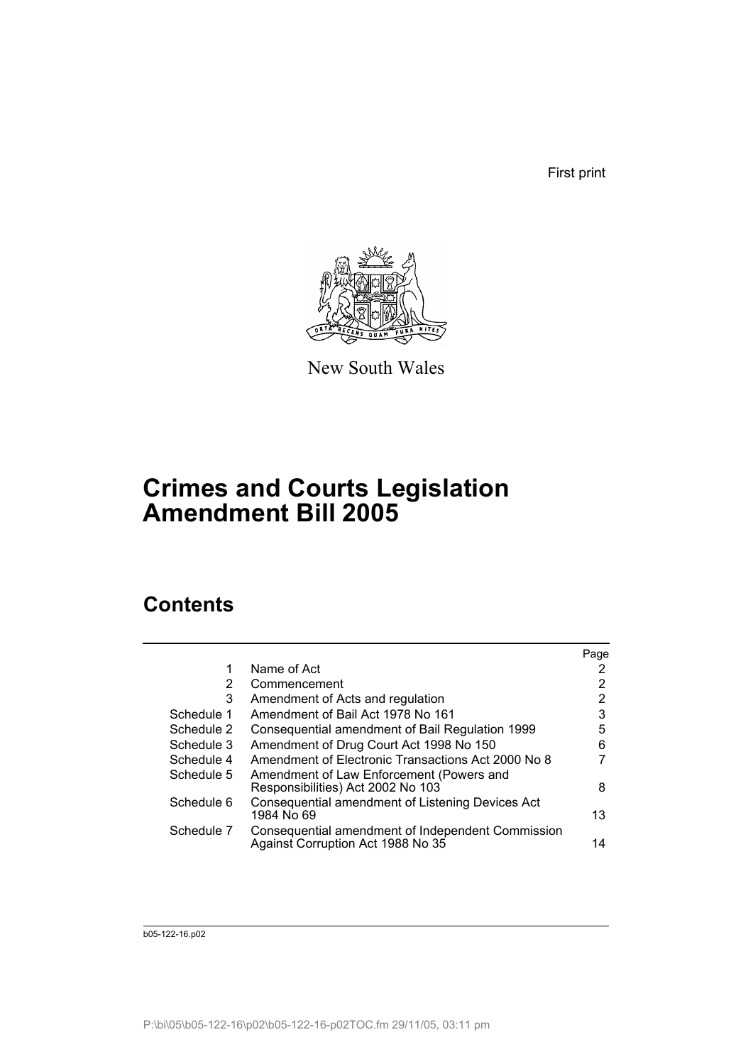First print

New South Wales

# Crimes and Courts Legislation Amendment Bill 2005

## Contents

| | | Page |
|---|---|---|
| 1 | Name of Act | 2 |
| 2 | Commencement | 2 |
| 3 | Amendment of Acts and regulation | 2 |
| Schedule 1 | Amendment of Bail Act 1978 No 161 | 3 |
| Schedule 2 | Consequential amendment of Bail Regulation 1999 | 5 |
| Schedule 3 | Amendment of Drug Court Act 1998 No 150 | 6 |
| Schedule 4 | Amendment of Electronic Transactions Act 2000 No 8 | 7 |
| Schedule 5 | Amendment of Law Enforcement (Powers and Responsibilities) Act 2002 No 103 | 8 |
| Schedule 6 | Consequential amendment of Listening Devices Act 1984 No 69 | 13 |
| Schedule 7 | Consequential amendment of Independent Commission Against Corruption Act 1988 No 35 | 14 |

b05-122-16.p02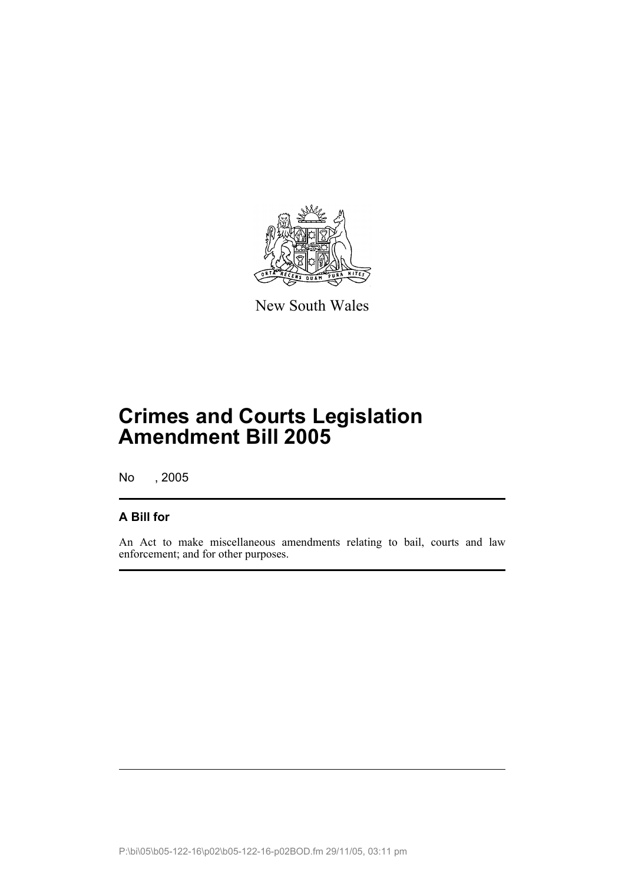New South Wales

# Crimes and Courts Legislation Amendment Bill 2005

No , 2005

## A Bill for

An Act to make miscellaneous amendments relating to bail, courts and law enforcement; and for other purposes.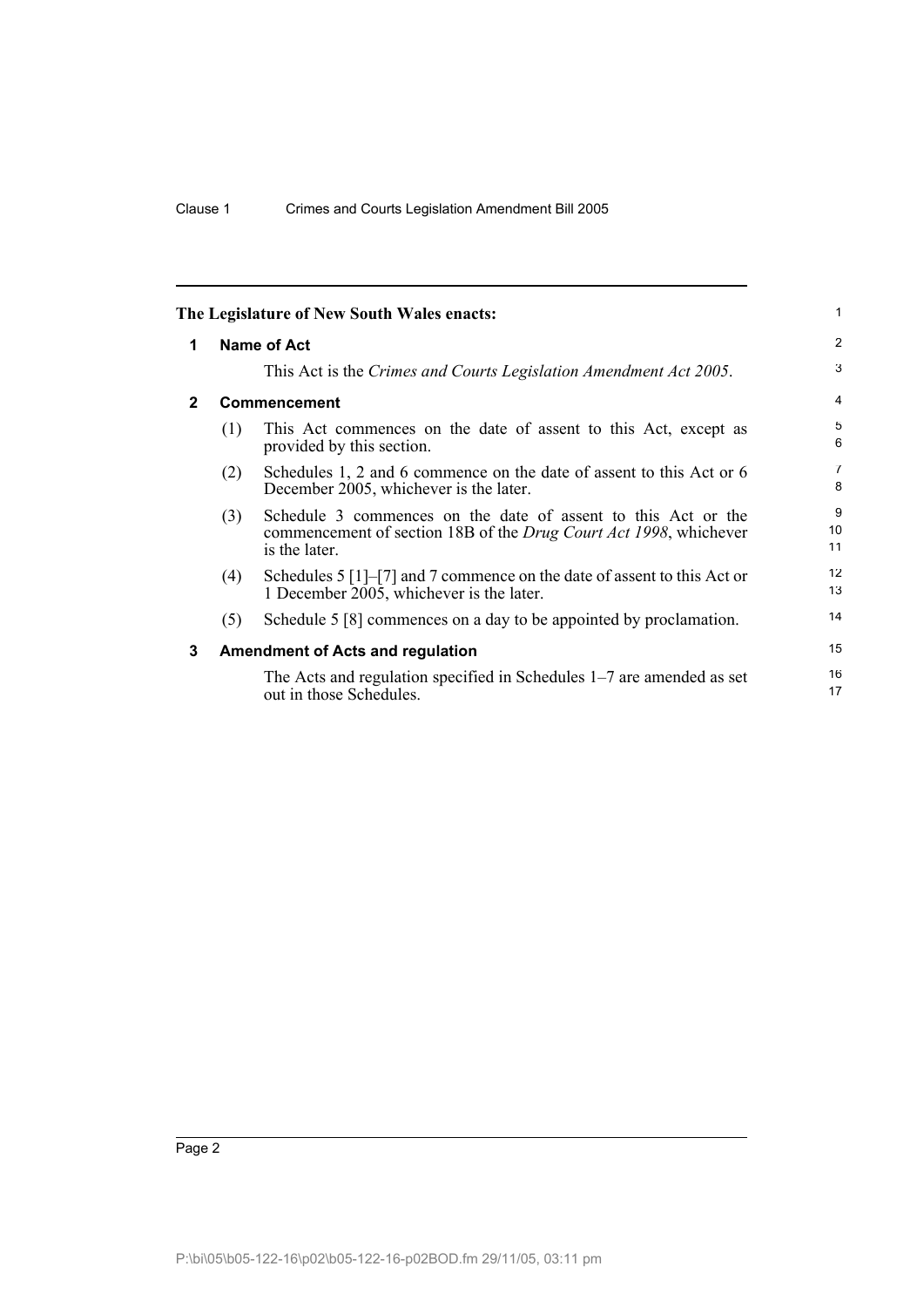The Legislature of New South Wales enacts:

## 1 Name of Act

This Act is the *Crimes and Courts Legislation Amendment Act 2005*.

## 2 Commencement

(1) This Act commences on the date of assent to this Act, except as provided by this section.

(2) Schedules 1, 2 and 6 commence on the date of assent to this Act or 6 December 2005, whichever is the later.

(3) Schedule 3 commences on the date of assent to this Act or the commencement of section 18B of the *Drug Court Act 1998*, whichever is the later.

(4) Schedules 5 [1]–[7] and 7 commence on the date of assent to this Act or 1 December 2005, whichever is the later.

(5) Schedule 5 [8] commences on a day to be appointed by proclamation.

## 3 Amendment of Acts and regulation

The Acts and regulation specified in Schedules 1–7 are amended as set out in those Schedules.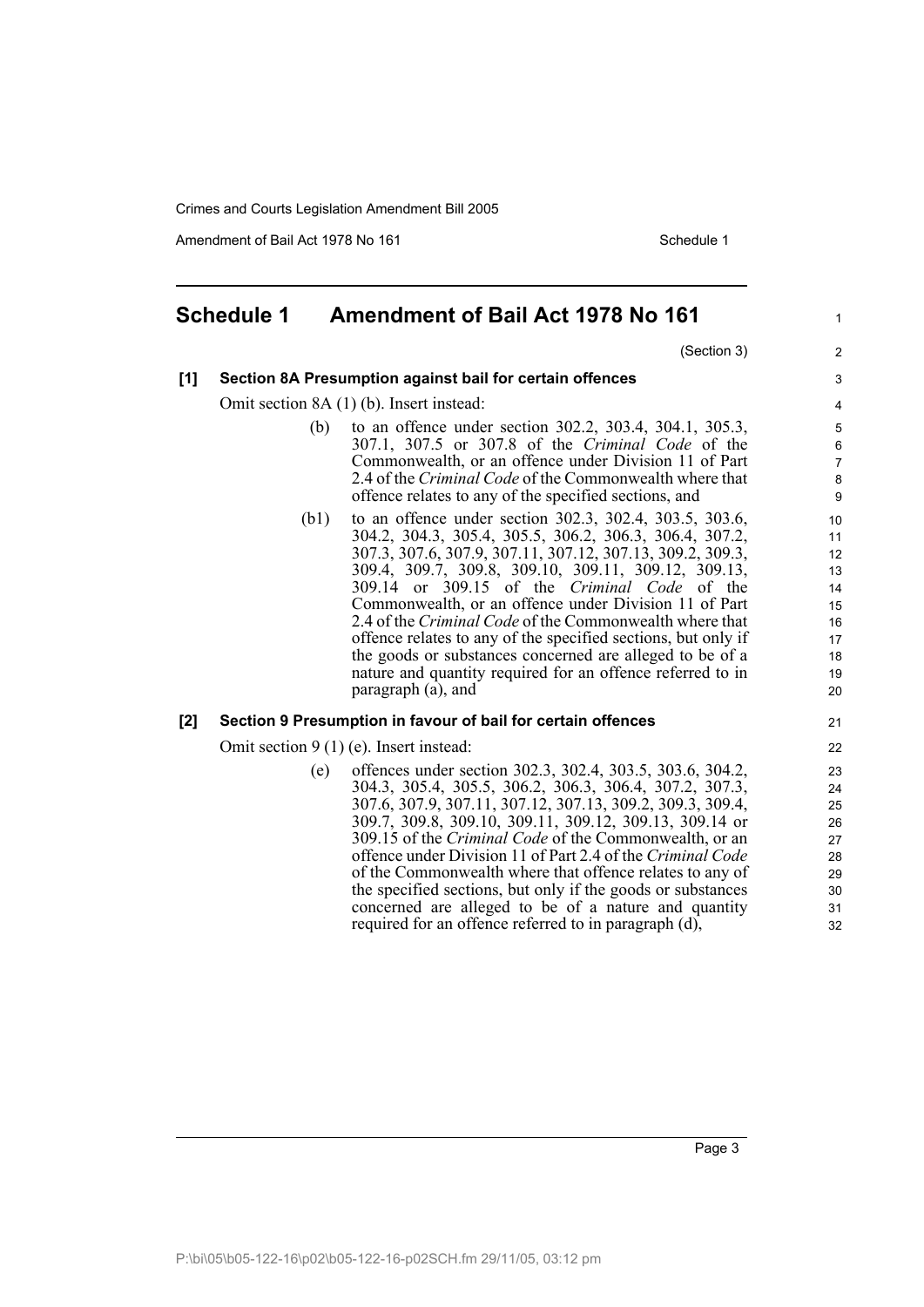## Schedule 1 Amendment of Bail Act 1978 No 161

(Section 3)

**[1] Section 8A Presumption against bail for certain offences**

Omit section 8A (1) (b). Insert instead:

(b) to an offence under section 302.2, 303.4, 304.1, 305.3, 307.1, 307.5 or 307.8 of the *Criminal Code* of the Commonwealth, or an offence under Division 11 of Part 2.4 of the *Criminal Code* of the Commonwealth where that offence relates to any of the specified sections, and

(b1) to an offence under section 302.3, 302.4, 303.5, 303.6, 304.2, 304.3, 305.4, 305.5, 306.2, 306.3, 306.4, 307.2, 307.3, 307.6, 307.9, 307.11, 307.12, 307.13, 309.2, 309.3, 309.4, 309.7, 309.8, 309.10, 309.11, 309.12, 309.13, 309.14 or 309.15 of the *Criminal Code* of the Commonwealth, or an offence under Division 11 of Part 2.4 of the *Criminal Code* of the Commonwealth where that offence relates to any of the specified sections, but only if the goods or substances concerned are alleged to be of a nature and quantity required for an offence referred to in paragraph (a), and

**[2] Section 9 Presumption in favour of bail for certain offences**

Omit section 9 (1) (e). Insert instead:

(e) offences under section 302.3, 302.4, 303.5, 303.6, 304.2, 304.3, 305.4, 305.5, 306.2, 306.3, 306.4, 307.2, 307.3, 307.6, 307.9, 307.11, 307.12, 307.13, 309.2, 309.3, 309.4, 309.7, 309.8, 309.10, 309.11, 309.12, 309.13, 309.14 or 309.15 of the *Criminal Code* of the Commonwealth, or an offence under Division 11 of Part 2.4 of the *Criminal Code* of the Commonwealth where that offence relates to any of the specified sections, but only if the goods or substances concerned are alleged to be of a nature and quantity required for an offence referred to in paragraph (d),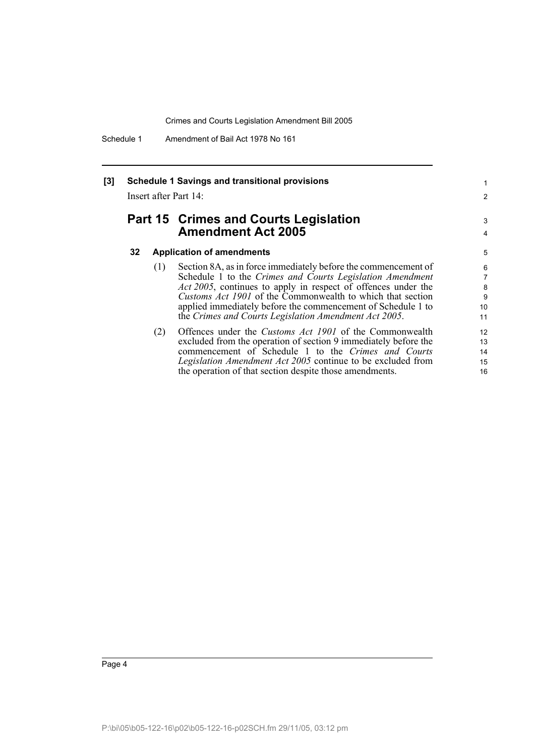**[3] Schedule 1 Savings and transitional provisions**

Insert after Part 14:

## Part 15 Crimes and Courts Legislation Amendment Act 2005

### 32 Application of amendments

(1) Section 8A, as in force immediately before the commencement of Schedule 1 to the *Crimes and Courts Legislation Amendment Act 2005*, continues to apply in respect of offences under the *Customs Act 1901* of the Commonwealth to which that section applied immediately before the commencement of Schedule 1 to the *Crimes and Courts Legislation Amendment Act 2005*.

(2) Offences under the *Customs Act 1901* of the Commonwealth excluded from the operation of section 9 immediately before the commencement of Schedule 1 to the *Crimes and Courts Legislation Amendment Act 2005* continue to be excluded from the operation of that section despite those amendments.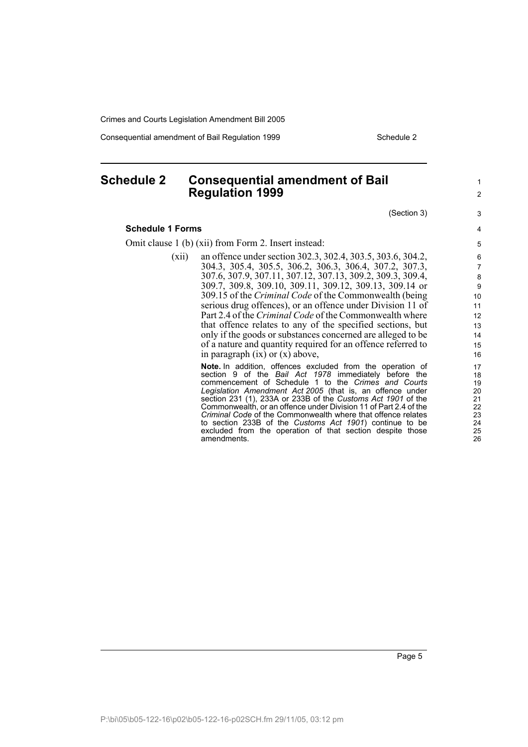# Schedule 2 Consequential amendment of Bail Regulation 1999

(Section 3)

**Schedule 1 Forms**

Omit clause 1 (b) (xii) from Form 2. Insert instead:

(xii) an offence under section 302.3, 302.4, 303.5, 303.6, 304.2, 304.3, 305.4, 305.5, 306.2, 306.3, 306.4, 307.2, 307.3, 307.6, 307.9, 307.11, 307.12, 307.13, 309.2, 309.3, 309.4, 309.7, 309.8, 309.10, 309.11, 309.12, 309.13, 309.14 or 309.15 of the *Criminal Code* of the Commonwealth (being serious drug offences), or an offence under Division 11 of Part 2.4 of the *Criminal Code* of the Commonwealth where that offence relates to any of the specified sections, but only if the goods or substances concerned are alleged to be of a nature and quantity required for an offence referred to in paragraph (ix) or (x) above,

**Note.** In addition, offences excluded from the operation of section 9 of the *Bail Act 1978* immediately before the commencement of Schedule 1 to the *Crimes and Courts Legislation Amendment Act 2005* (that is, an offence under section 231 (1), 233A or 233B of the *Customs Act 1901* of the Commonwealth, or an offence under Division 11 of Part 2.4 of the *Criminal Code* of the Commonwealth where that offence relates to section 233B of the *Customs Act 1901*) continue to be excluded from the operation of that section despite those amendments.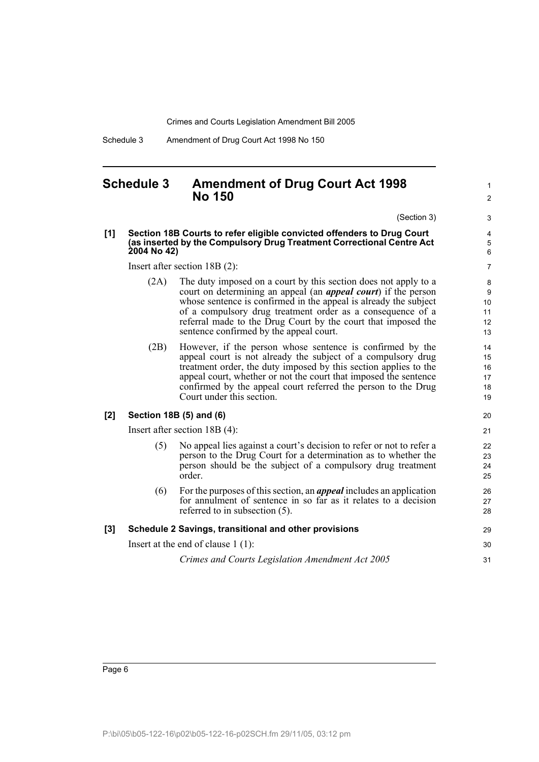## Schedule 3 Amendment of Drug Court Act 1998 No 150

(Section 3)

**[1] Section 18B Courts to refer eligible convicted offenders to Drug Court (as inserted by the Compulsory Drug Treatment Correctional Centre Act 2004 No 42)**

Insert after section 18B (2):

(2A) The duty imposed on a court by this section does not apply to a court on determining an appeal (an ***appeal court***) if the person whose sentence is confirmed in the appeal is already the subject of a compulsory drug treatment order as a consequence of a referral made to the Drug Court by the court that imposed the sentence confirmed by the appeal court.

(2B) However, if the person whose sentence is confirmed by the appeal court is not already the subject of a compulsory drug treatment order, the duty imposed by this section applies to the appeal court, whether or not the court that imposed the sentence confirmed by the appeal court referred the person to the Drug Court under this section.

**[2] Section 18B (5) and (6)**

Insert after section 18B (4):

(5) No appeal lies against a court's decision to refer or not to refer a person to the Drug Court for a determination as to whether the person should be the subject of a compulsory drug treatment order.

(6) For the purposes of this section, an ***appeal*** includes an application for annulment of sentence in so far as it relates to a decision referred to in subsection (5).

**[3] Schedule 2 Savings, transitional and other provisions**

Insert at the end of clause 1 (1):

*Crimes and Courts Legislation Amendment Act 2005*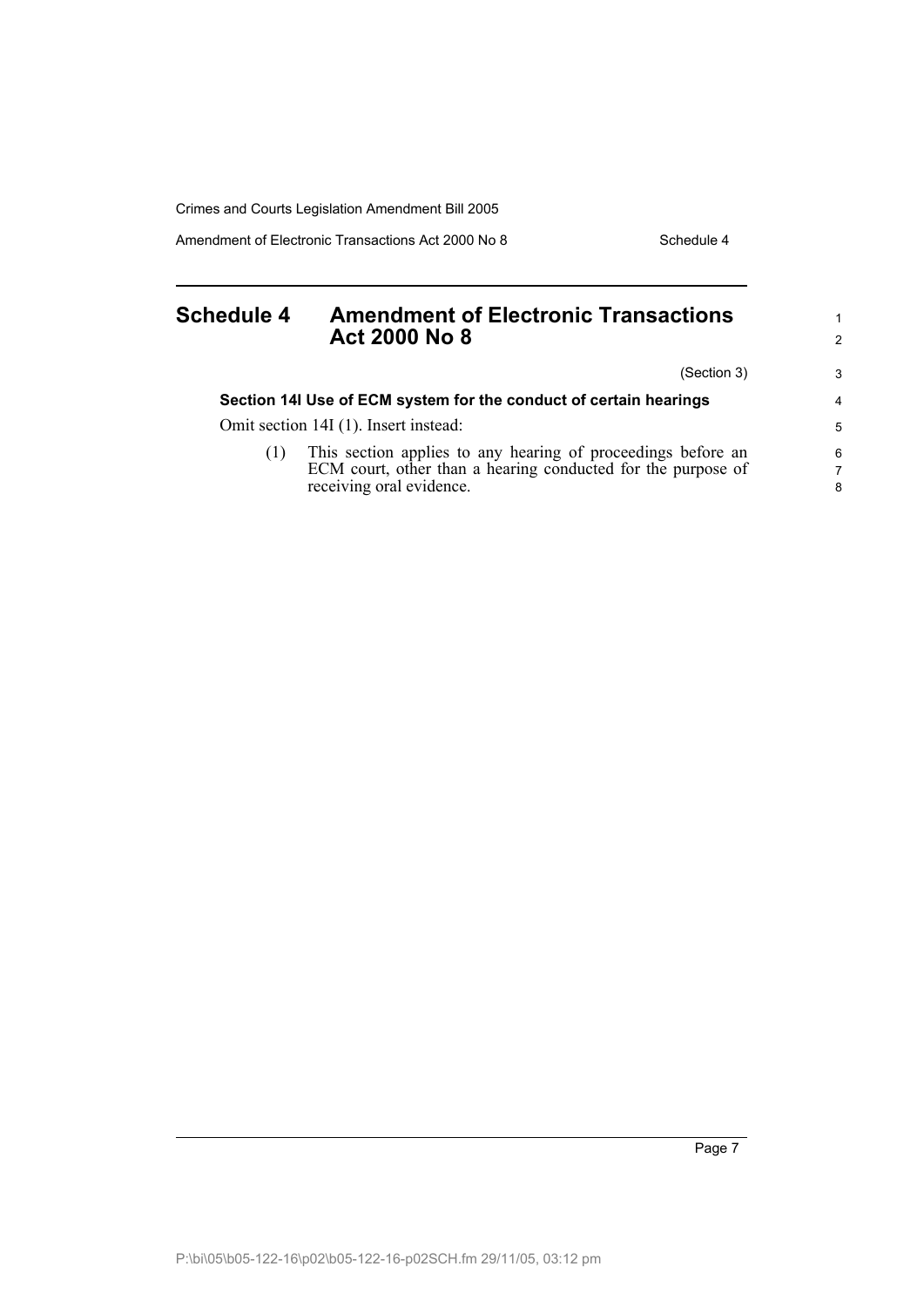## Schedule 4 Amendment of Electronic Transactions Act 2000 No 8

(Section 3)

**Section 14I Use of ECM system for the conduct of certain hearings**

Omit section 14I (1). Insert instead:

(1) This section applies to any hearing of proceedings before an ECM court, other than a hearing conducted for the purpose of receiving oral evidence.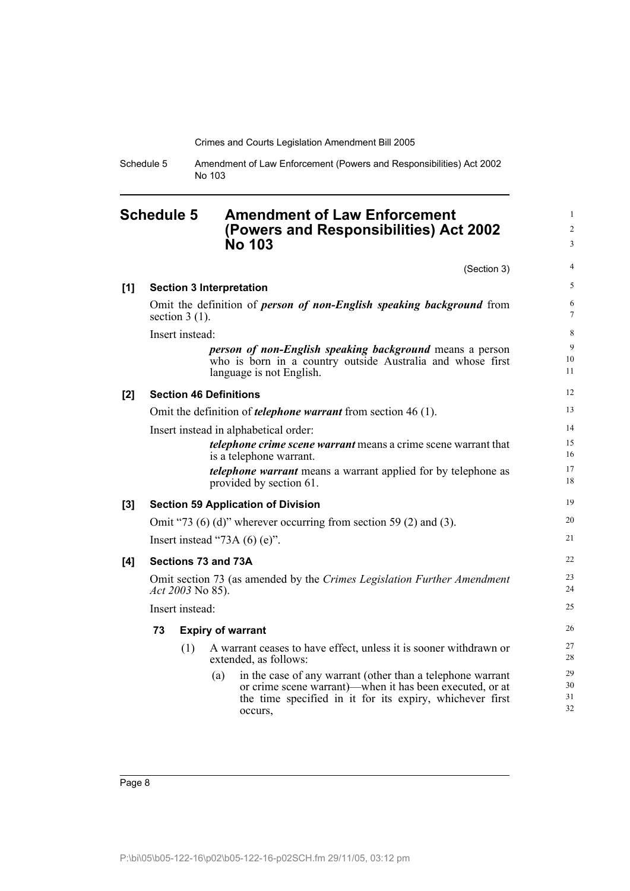## Schedule 5 Amendment of Law Enforcement (Powers and Responsibilities) Act 2002 No 103

(Section 3)

**[1] Section 3 Interpretation**

Omit the definition of ***person of non-English speaking background*** from section 3 (1).

Insert instead:

> ***person of non-English speaking background*** means a person who is born in a country outside Australia and whose first language is not English.

**[2] Section 46 Definitions**

Omit the definition of ***telephone warrant*** from section 46 (1).

Insert instead in alphabetical order:

> ***telephone crime scene warrant*** means a crime scene warrant that is a telephone warrant.
>
> ***telephone warrant*** means a warrant applied for by telephone as provided by section 61.

**[3] Section 59 Application of Division**

Omit "73 (6) (d)" wherever occurring from section 59 (2) and (3).

Insert instead "73A (6) (e)".

**[4] Sections 73 and 73A**

Omit section 73 (as amended by the *Crimes Legislation Further Amendment Act 2003* No 85).

Insert instead:

> **73 Expiry of warrant**
>
> (1) A warrant ceases to have effect, unless it is sooner withdrawn or extended, as follows:
>
> (a) in the case of any warrant (other than a telephone warrant or crime scene warrant)—when it has been executed, or at the time specified in it for its expiry, whichever first occurs,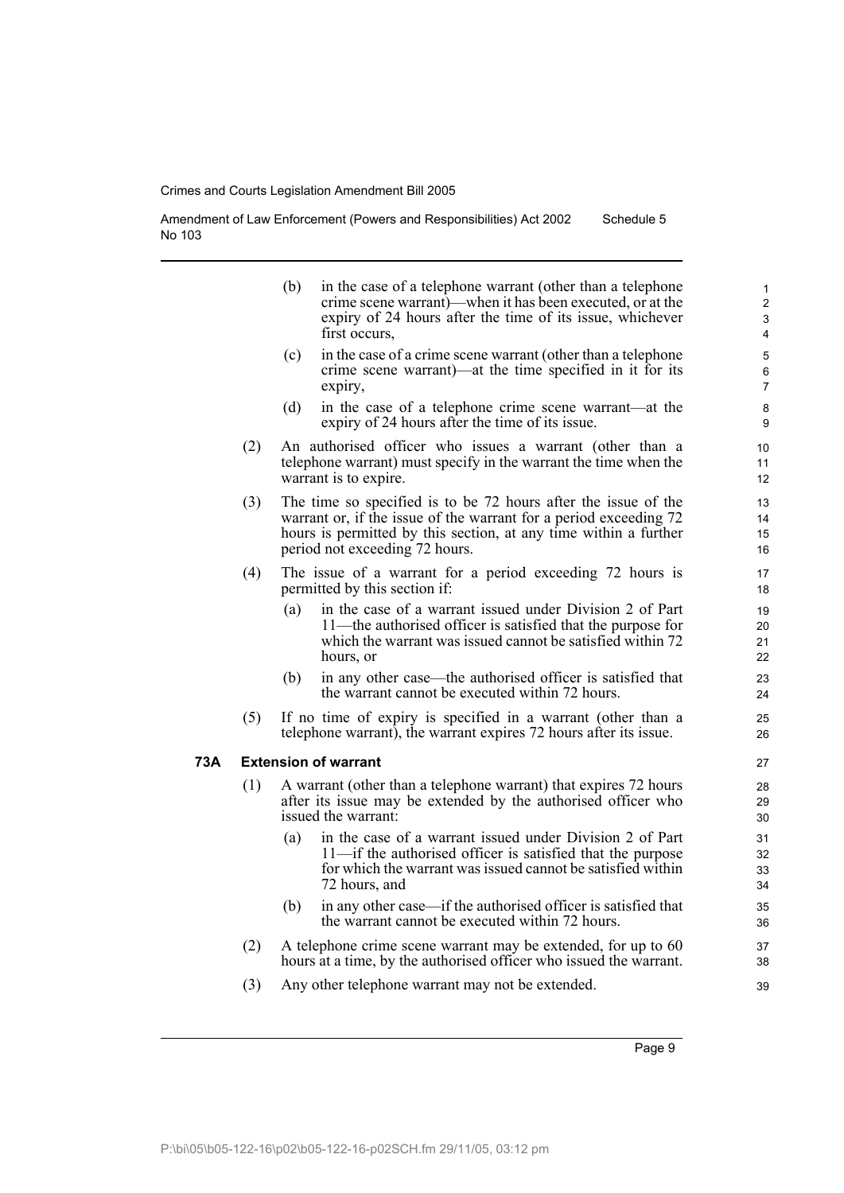(b) in the case of a telephone warrant (other than a telephone crime scene warrant)—when it has been executed, or at the expiry of 24 hours after the time of its issue, whichever first occurs,

(c) in the case of a crime scene warrant (other than a telephone crime scene warrant)—at the time specified in it for its expiry,

(d) in the case of a telephone crime scene warrant—at the expiry of 24 hours after the time of its issue.

(2) An authorised officer who issues a warrant (other than a telephone warrant) must specify in the warrant the time when the warrant is to expire.

(3) The time so specified is to be 72 hours after the issue of the warrant or, if the issue of the warrant for a period exceeding 72 hours is permitted by this section, at any time within a further period not exceeding 72 hours.

(4) The issue of a warrant for a period exceeding 72 hours is permitted by this section if:

(a) in the case of a warrant issued under Division 2 of Part 11—the authorised officer is satisfied that the purpose for which the warrant was issued cannot be satisfied within 72 hours, or

(b) in any other case—the authorised officer is satisfied that the warrant cannot be executed within 72 hours.

(5) If no time of expiry is specified in a warrant (other than a telephone warrant), the warrant expires 72 hours after its issue.

**73A Extension of warrant**

(1) A warrant (other than a telephone warrant) that expires 72 hours after its issue may be extended by the authorised officer who issued the warrant:

(a) in the case of a warrant issued under Division 2 of Part 11—if the authorised officer is satisfied that the purpose for which the warrant was issued cannot be satisfied within 72 hours, and

(b) in any other case—if the authorised officer is satisfied that the warrant cannot be executed within 72 hours.

(2) A telephone crime scene warrant may be extended, for up to 60 hours at a time, by the authorised officer who issued the warrant.

(3) Any other telephone warrant may not be extended.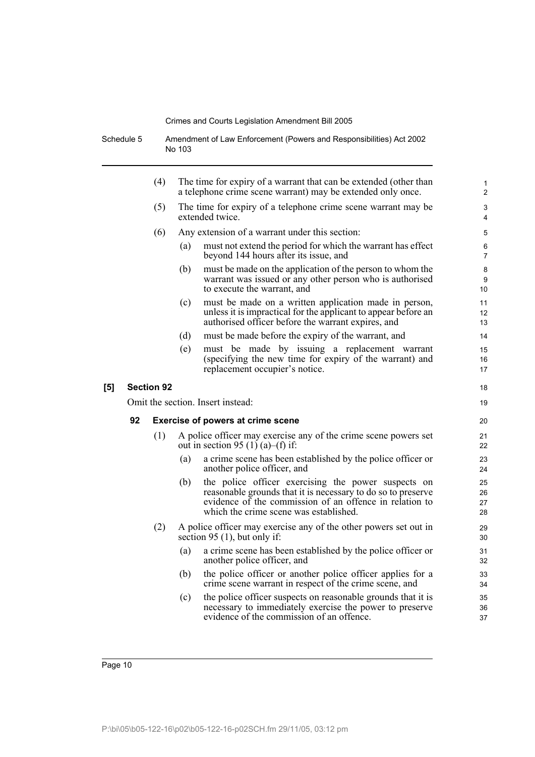(4) The time for expiry of a warrant that can be extended (other than a telephone crime scene warrant) may be extended only once.

(5) The time for expiry of a telephone crime scene warrant may be extended twice.

(6) Any extension of a warrant under this section:

(a) must not extend the period for which the warrant has effect beyond 144 hours after its issue, and

(b) must be made on the application of the person to whom the warrant was issued or any other person who is authorised to execute the warrant, and

(c) must be made on a written application made in person, unless it is impractical for the applicant to appear before an authorised officer before the warrant expires, and

(d) must be made before the expiry of the warrant, and

(e) must be made by issuing a replacement warrant (specifying the new time for expiry of the warrant) and replacement occupier's notice.

**[5] Section 92**

Omit the section. Insert instead:

**92 Exercise of powers at crime scene**

(1) A police officer may exercise any of the crime scene powers set out in section 95 (1) (a)–(f) if:

(a) a crime scene has been established by the police officer or another police officer, and

(b) the police officer exercising the power suspects on reasonable grounds that it is necessary to do so to preserve evidence of the commission of an offence in relation to which the crime scene was established.

(2) A police officer may exercise any of the other powers set out in section 95 (1), but only if:

(a) a crime scene has been established by the police officer or another police officer, and

(b) the police officer or another police officer applies for a crime scene warrant in respect of the crime scene, and

(c) the police officer suspects on reasonable grounds that it is necessary to immediately exercise the power to preserve evidence of the commission of an offence.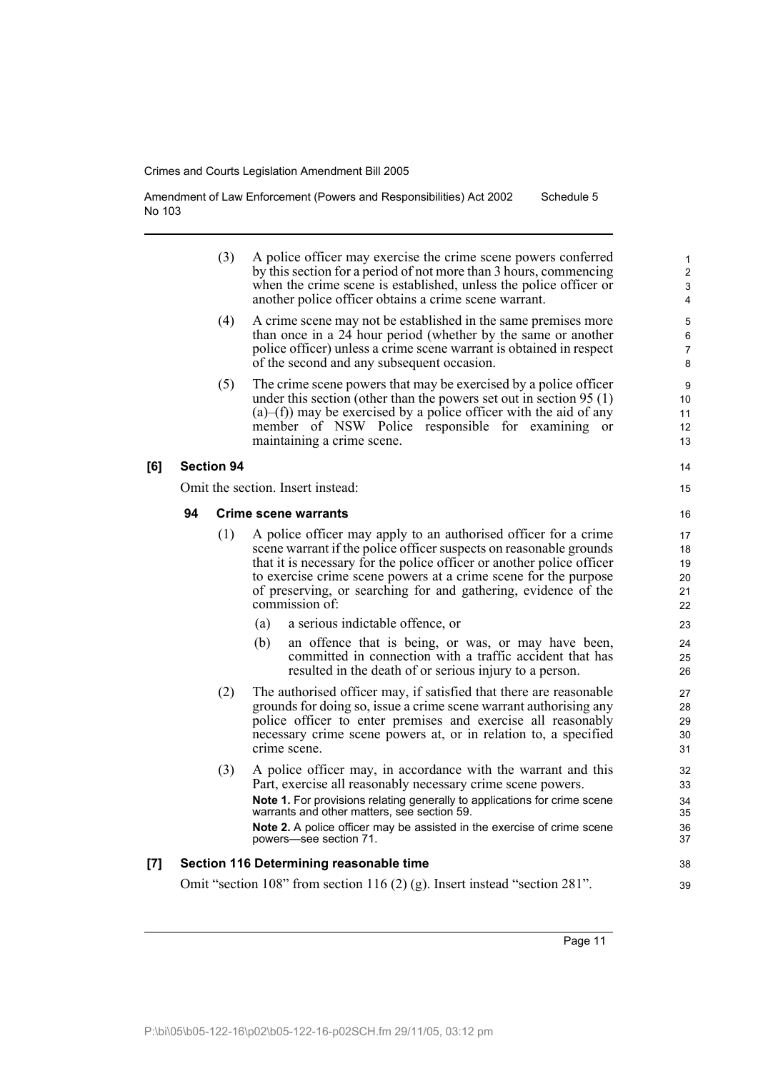(3) A police officer may exercise the crime scene powers conferred by this section for a period of not more than 3 hours, commencing when the crime scene is established, unless the police officer or another police officer obtains a crime scene warrant.

(4) A crime scene may not be established in the same premises more than once in a 24 hour period (whether by the same or another police officer) unless a crime scene warrant is obtained in respect of the second and any subsequent occasion.

(5) The crime scene powers that may be exercised by a police officer under this section (other than the powers set out in section 95 (1) (a)–(f)) may be exercised by a police officer with the aid of any member of NSW Police responsible for examining or maintaining a crime scene.

**[6] Section 94**

Omit the section. Insert instead:

**94 Crime scene warrants**

(1) A police officer may apply to an authorised officer for a crime scene warrant if the police officer suspects on reasonable grounds that it is necessary for the police officer or another police officer to exercise crime scene powers at a crime scene for the purpose of preserving, or searching for and gathering, evidence of the commission of:

(a) a serious indictable offence, or

(b) an offence that is being, or was, or may have been, committed in connection with a traffic accident that has resulted in the death of or serious injury to a person.

(2) The authorised officer may, if satisfied that there are reasonable grounds for doing so, issue a crime scene warrant authorising any police officer to enter premises and exercise all reasonably necessary crime scene powers at, or in relation to, a specified crime scene.

(3) A police officer may, in accordance with the warrant and this Part, exercise all reasonably necessary crime scene powers.

**Note 1.** For provisions relating generally to applications for crime scene warrants and other matters, see section 59.

**Note 2.** A police officer may be assisted in the exercise of crime scene powers—see section 71.

**[7] Section 116 Determining reasonable time**

Omit "section 108" from section 116 (2) (g). Insert instead "section 281".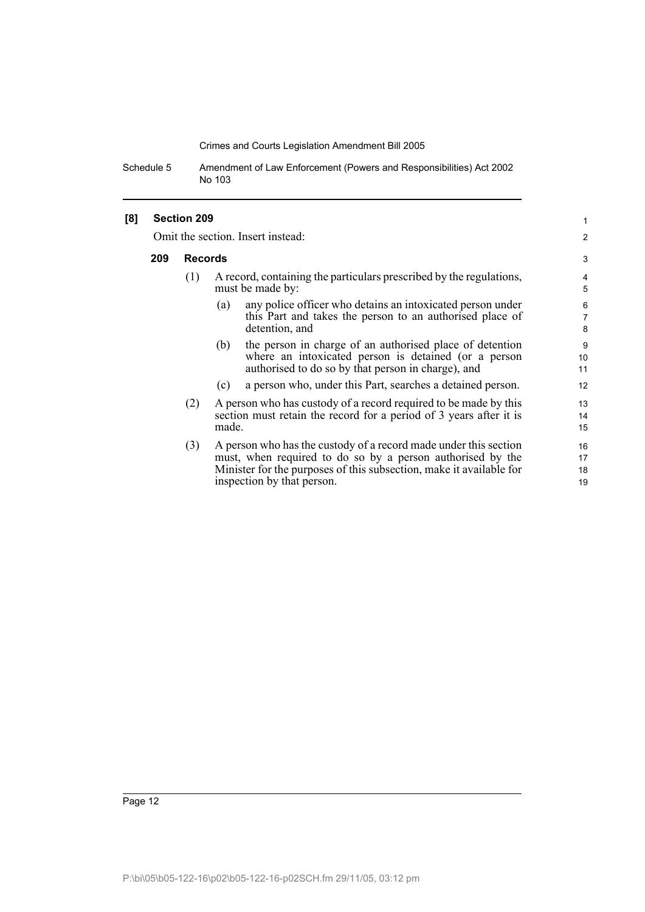**[8] Section 209**

Omit the section. Insert instead:

**209 Records**

(1) A record, containing the particulars prescribed by the regulations, must be made by:

(a) any police officer who detains an intoxicated person under this Part and takes the person to an authorised place of detention, and

(b) the person in charge of an authorised place of detention where an intoxicated person is detained (or a person authorised to do so by that person in charge), and

(c) a person who, under this Part, searches a detained person.

(2) A person who has custody of a record required to be made by this section must retain the record for a period of 3 years after it is made.

(3) A person who has the custody of a record made under this section must, when required to do so by a person authorised by the Minister for the purposes of this subsection, make it available for inspection by that person.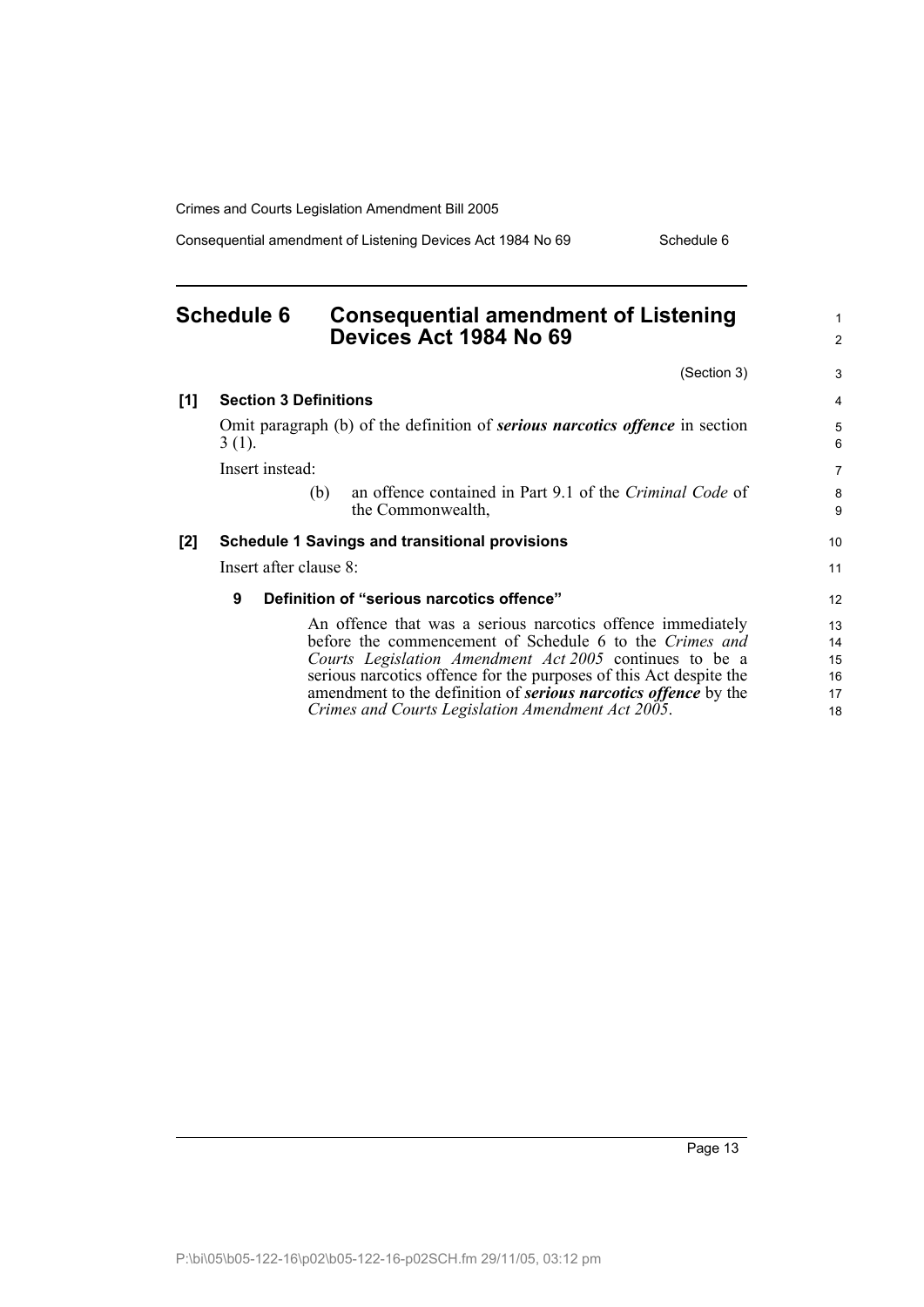## Schedule 6 Consequential amendment of Listening Devices Act 1984 No 69

(Section 3)

**[1] Section 3 Definitions**

Omit paragraph (b) of the definition of ***serious narcotics offence*** in section 3 (1).

Insert instead:

(b) an offence contained in Part 9.1 of the *Criminal Code* of the Commonwealth,

**[2] Schedule 1 Savings and transitional provisions**

Insert after clause 8:

**9 Definition of "serious narcotics offence"**

An offence that was a serious narcotics offence immediately before the commencement of Schedule 6 to the *Crimes and Courts Legislation Amendment Act 2005* continues to be a serious narcotics offence for the purposes of this Act despite the amendment to the definition of ***serious narcotics offence*** by the *Crimes and Courts Legislation Amendment Act 2005*.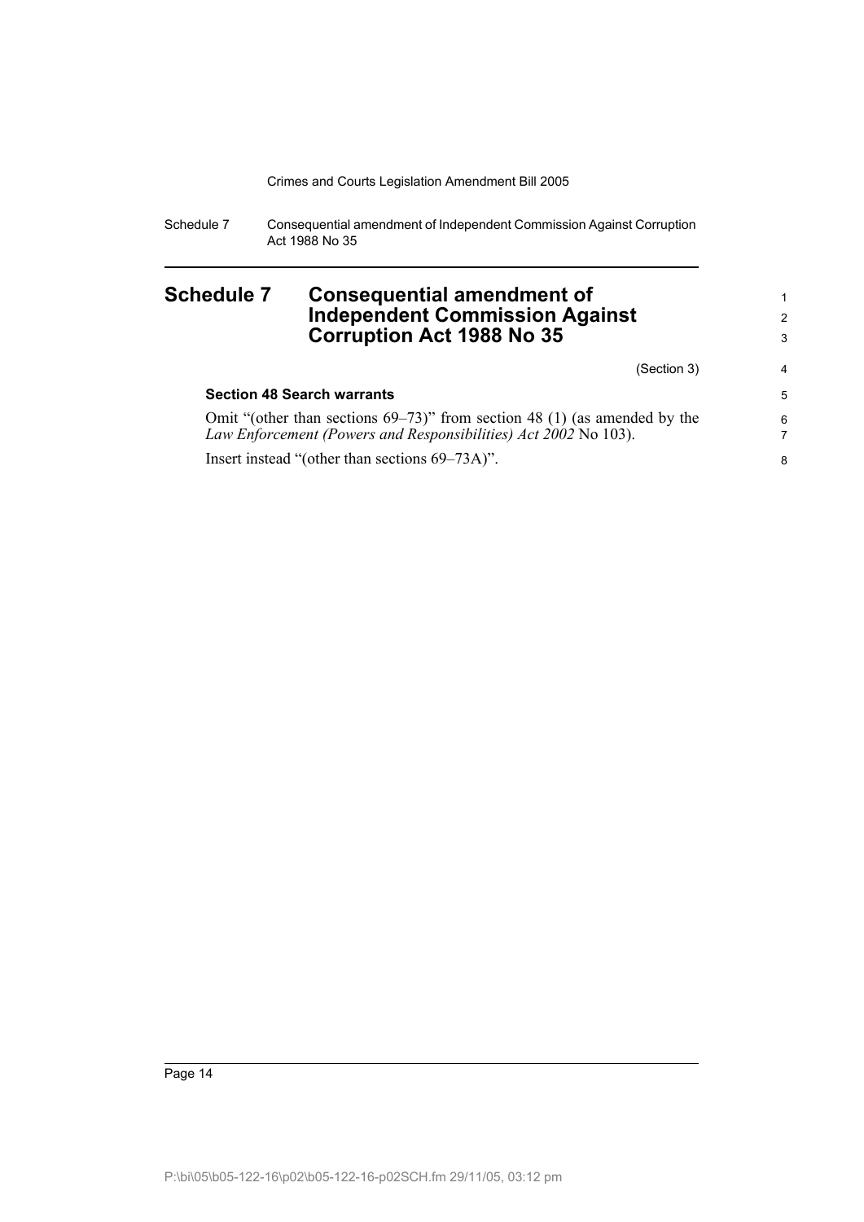## Schedule 7 Consequential amendment of Independent Commission Against Corruption Act 1988 No 35

(Section 3)

**Section 48 Search warrants**

Omit "(other than sections 69–73)" from section 48 (1) (as amended by the *Law Enforcement (Powers and Responsibilities) Act 2002* No 103).

Insert instead "(other than sections 69–73A)".